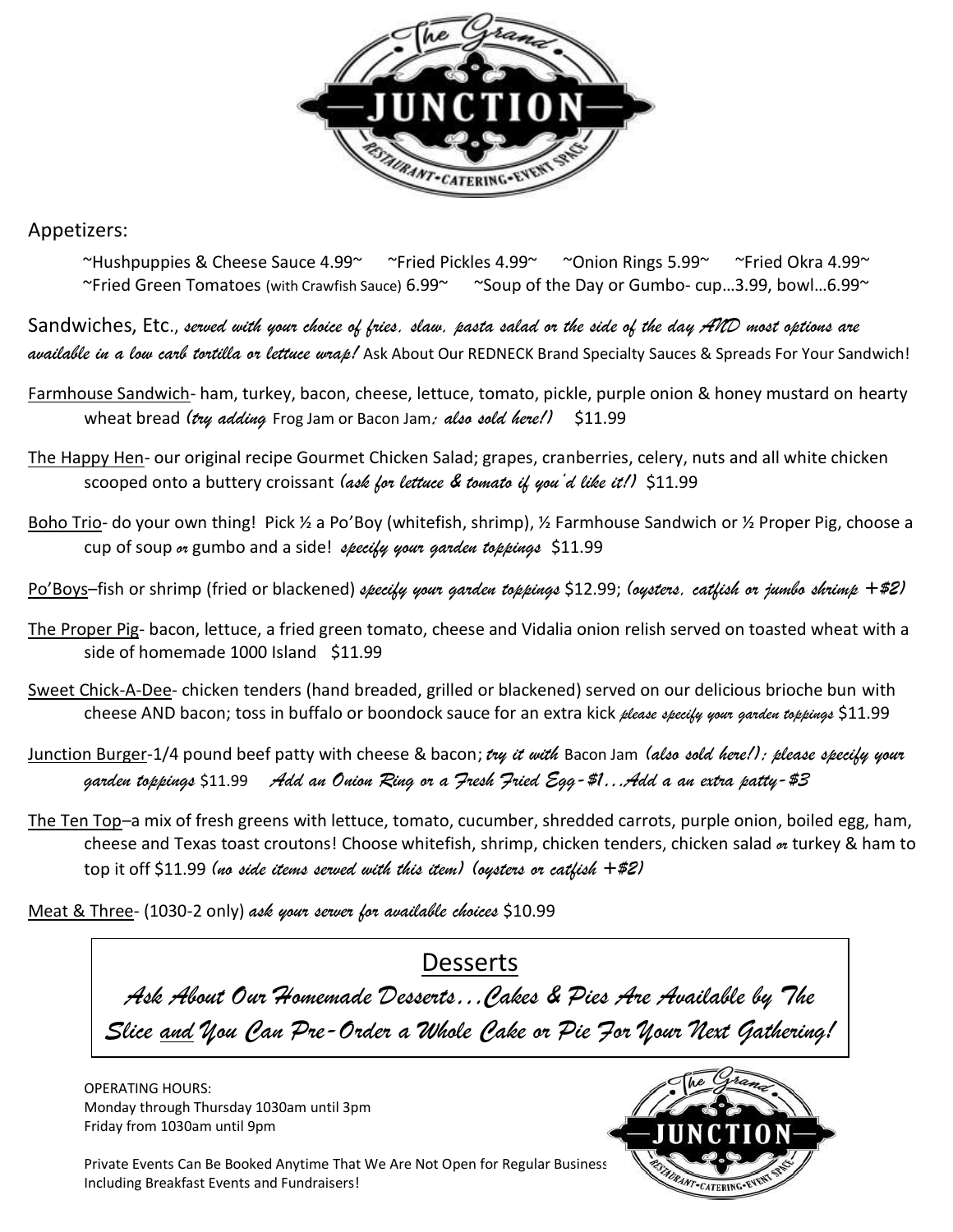# The Grand JUNCTION

RESTAURANT • CATERING • EVENT SPACE

## Appetizers:

~Hushpuppies & Cheese Sauce 4.99~ ~Fried Pickles 4.99~ ~Onion Rings 5.99~ ~Fried Okra 4.99~
~Fried Green Tomatoes (with Crawfish Sauce) 6.99~ ~Soup of the Day or Gumbo- cup…3.99, bowl…6.99~

## Sandwiches, Etc., *served with your choice of fries, slaw, pasta salad or the side of the day AND most options are available in a low carb tortilla or lettuce wrap!* Ask About Our REDNECK Brand Specialty Sauces & Spreads For Your Sandwich!

Farmhouse Sandwich- ham, turkey, bacon, cheese, lettuce, tomato, pickle, purple onion & honey mustard on hearty wheat bread *(try adding* Frog Jam or Bacon Jam*; also sold here!)* $11.99

The Happy Hen- our original recipe Gourmet Chicken Salad; grapes, cranberries, celery, nuts and all white chicken scooped onto a buttery croissant *(ask for lettuce & tomato if you'd like it!)* $11.99

Boho Trio- do your own thing! Pick ½ a Po'Boy (whitefish, shrimp), ½ Farmhouse Sandwich or ½ Proper Pig, choose a cup of soup *or* gumbo and a side! *specify your garden toppings* $11.99

Po'Boys–fish or shrimp (fried or blackened) *specify your garden toppings* $12.99; *(oysters, catfish or jumbo shrimp +$2)*

The Proper Pig- bacon, lettuce, a fried green tomato, cheese and Vidalia onion relish served on toasted wheat with a side of homemade 1000 Island $11.99

Sweet Chick-A-Dee- chicken tenders (hand breaded, grilled or blackened) served on our delicious brioche bun with cheese AND bacon; toss in buffalo or boondock sauce for an extra kick *please specify your garden toppings* $11.99

Junction Burger-1/4 pound beef patty with cheese & bacon; *try it with* Bacon Jam *(also sold here!); please specify your garden toppings* $11.99 *Add an Onion Ring or a Fresh Fried Egg-$1…Add a an extra patty-$3*

The Ten Top–a mix of fresh greens with lettuce, tomato, cucumber, shredded carrots, purple onion, boiled egg, ham, cheese and Texas toast croutons! Choose whitefish, shrimp, chicken tenders, chicken salad *or* turkey & ham to top it off $11.99 *(no side items served with this item) (oysters or catfish +$2)*

Meat & Three- (1030-2 only) *ask your server for available choices* $10.99

## Desserts

*Ask About Our Homemade Desserts…Cakes & Pies Are Available by The Slice and You Can Pre-Order a Whole Cake or Pie For Your Next Gathering!*

OPERATING HOURS:
Monday through Thursday 1030am until 3pm
Friday from 1030am until 9pm

Private Events Can Be Booked Anytime That We Are Not Open for Regular Business Including Breakfast Events and Fundraisers!

The Grand JUNCTION — RESTAURANT • CATERING • EVENT SPACE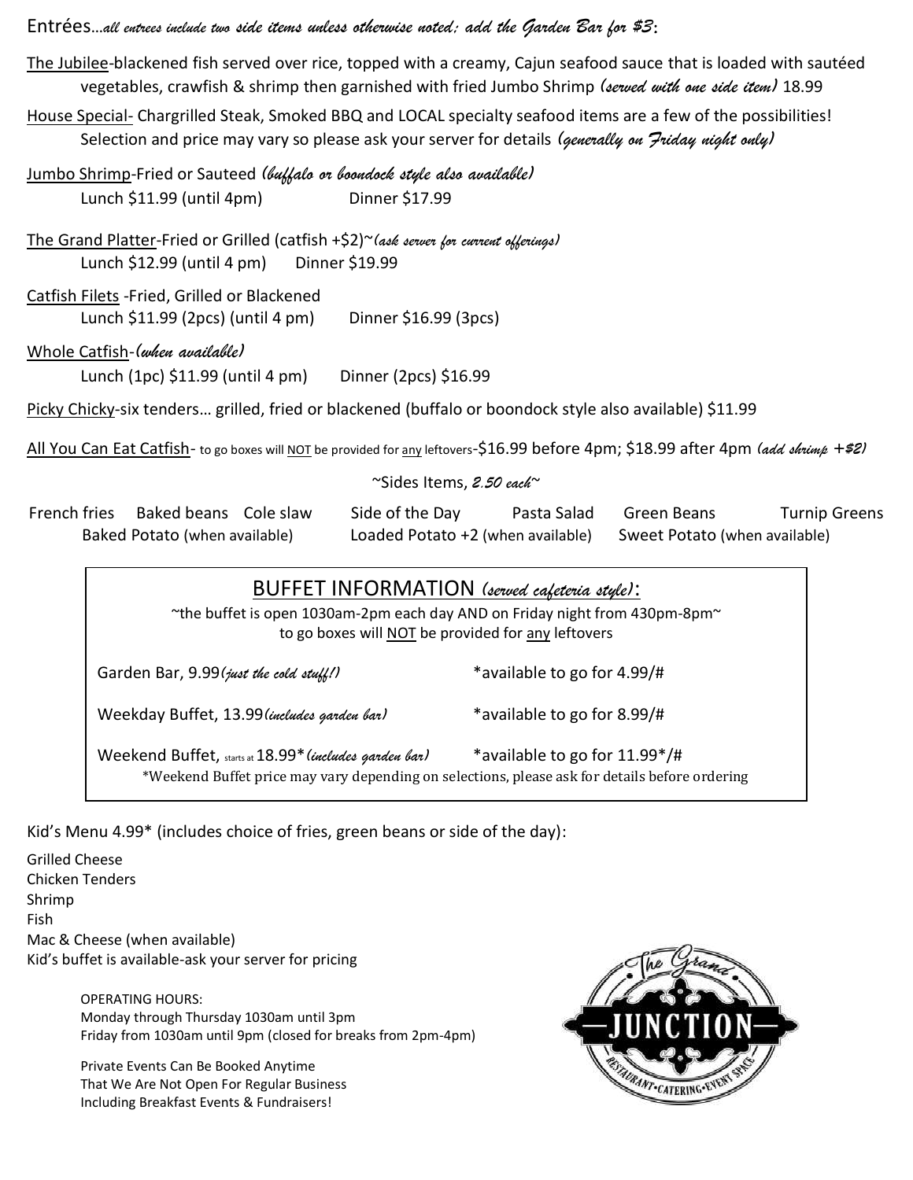Entrées...*all entrees include two side items unless otherwise noted; add the Garden Bar for $3*:

The Jubilee-blackened fish served over rice, topped with a creamy, Cajun seafood sauce that is loaded with sautéed vegetables, crawfish & shrimp then garnished with fried Jumbo Shrimp *(served with one side item)* 18.99

House Special- Chargrilled Steak, Smoked BBQ and LOCAL specialty seafood items are a few of the possibilities! Selection and price may vary so please ask your server for details *(generally on Friday night only)*

Jumbo Shrimp-Fried or Sauteed *(buffalo or boondock style also available)*
Lunch $11.99 (until 4pm) Dinner $17.99

The Grand Platter-Fried or Grilled (catfish +$2)~*(ask server for current offerings)*
Lunch $12.99 (until 4 pm) Dinner $19.99

Catfish Filets -Fried, Grilled or Blackened
Lunch $11.99 (2pcs) (until 4 pm) Dinner $16.99 (3pcs)

Whole Catfish-*(when available)*
Lunch (1pc) $11.99 (until 4 pm) Dinner (2pcs) $16.99

Picky Chicky-six tenders… grilled, fried or blackened (buffalo or boondock style also available) $11.99

All You Can Eat Catfish- to go boxes will NOT be provided for any leftovers-$16.99 before 4pm; $18.99 after 4pm *(add shrimp +$2)*

~Sides Items, *2.50 each*~

French fries Baked beans Cole slaw Side of the Day Pasta Salad Green Beans Turnip Greens
Baked Potato (when available) Loaded Potato +2 (when available) Sweet Potato (when available)

## BUFFET INFORMATION *(served cafeteria style)*:

~the buffet is open 1030am-2pm each day AND on Friday night from 430pm-8pm~
to go boxes will NOT be provided for any leftovers

| | |
|---|---|
| Garden Bar, 9.99*(just the cold stuff!)* | *available to go for 4.99/# |
| Weekday Buffet, 13.99*(includes garden bar)* | *available to go for 8.99/# |
| Weekend Buffet, starts at 18.99* *(includes garden bar)* | *available to go for 11.99*/# |

*Weekend Buffet price may vary depending on selections, please ask for details before ordering

Kid's Menu 4.99* (includes choice of fries, green beans or side of the day):

Grilled Cheese
Chicken Tenders
Shrimp
Fish
Mac & Cheese (when available)
Kid's buffet is available-ask your server for pricing

OPERATING HOURS:
Monday through Thursday 1030am until 3pm
Friday from 1030am until 9pm (closed for breaks from 2pm-4pm)

Private Events Can Be Booked Anytime
That We Are Not Open For Regular Business
Including Breakfast Events & Fundraisers!

The Grand JUNCTION
RESTAURANT • CATERING • EVENT SPACE